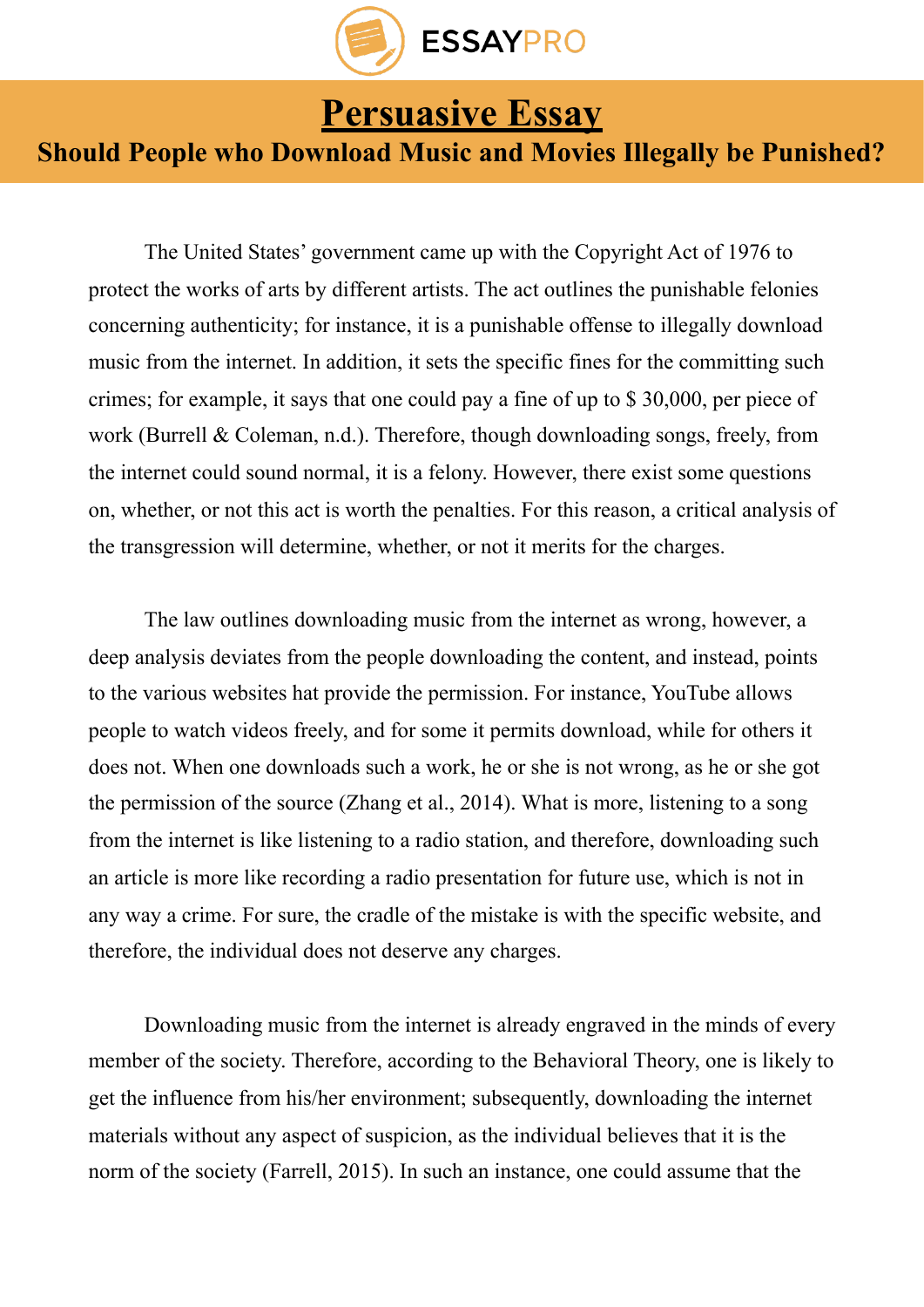# Persuasive Essay

## Should People who Download Music and Movies Illegally be Punished?

The United States' government came up with the Copyright Act of 1976 to protect the works of arts by different artists. The act outlines the punishable felonies concerning authenticity; for instance, it is a punishable offense to illegally download music from the internet. In addition, it sets the specific fines for the committing such crimes; for example, it says that one could pay a fine of up to $ 30,000, per piece of work (Burrell & Coleman, n.d.). Therefore, though downloading songs, freely, from the internet could sound normal, it is a felony. However, there exist some questions on, whether, or not this act is worth the penalties. For this reason, a critical analysis of the transgression will determine, whether, or not it merits for the charges.

The law outlines downloading music from the internet as wrong, however, a deep analysis deviates from the people downloading the content, and instead, points to the various websites hat provide the permission. For instance, YouTube allows people to watch videos freely, and for some it permits download, while for others it does not. When one downloads such a work, he or she is not wrong, as he or she got the permission of the source (Zhang et al., 2014). What is more, listening to a song from the internet is like listening to a radio station, and therefore, downloading such an article is more like recording a radio presentation for future use, which is not in any way a crime. For sure, the cradle of the mistake is with the specific website, and therefore, the individual does not deserve any charges.

Downloading music from the internet is already engraved in the minds of every member of the society. Therefore, according to the Behavioral Theory, one is likely to get the influence from his/her environment; subsequently, downloading the internet materials without any aspect of suspicion, as the individual believes that it is the norm of the society (Farrell, 2015). In such an instance, one could assume that the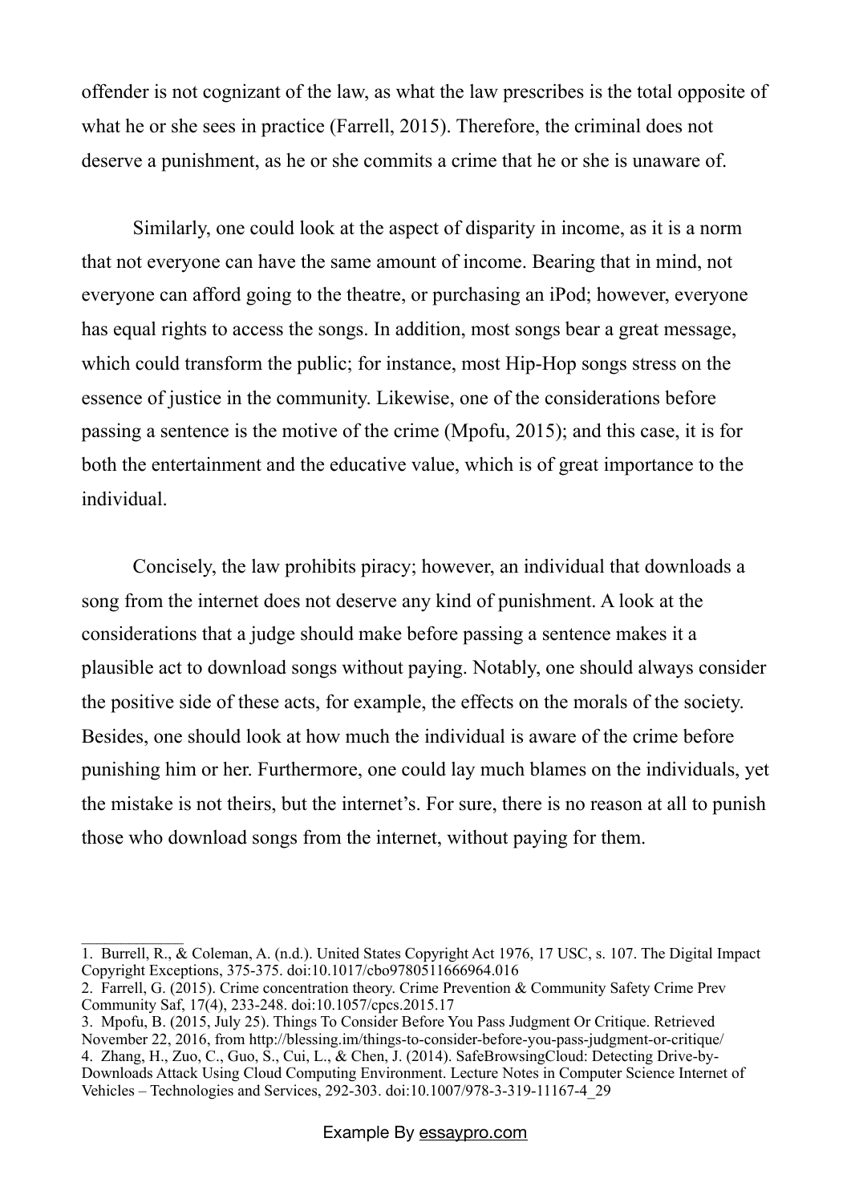offender is not cognizant of the law, as what the law prescribes is the total opposite of what he or she sees in practice (Farrell, 2015). Therefore, the criminal does not deserve a punishment, as he or she commits a crime that he or she is unaware of.

Similarly, one could look at the aspect of disparity in income, as it is a norm that not everyone can have the same amount of income. Bearing that in mind, not everyone can afford going to the theatre, or purchasing an iPod; however, everyone has equal rights to access the songs. In addition, most songs bear a great message, which could transform the public; for instance, most Hip-Hop songs stress on the essence of justice in the community. Likewise, one of the considerations before passing a sentence is the motive of the crime (Mpofu, 2015); and this case, it is for both the entertainment and the educative value, which is of great importance to the individual.

Concisely, the law prohibits piracy; however, an individual that downloads a song from the internet does not deserve any kind of punishment. A look at the considerations that a judge should make before passing a sentence makes it a plausible act to download songs without paying. Notably, one should always consider the positive side of these acts, for example, the effects on the morals of the society. Besides, one should look at how much the individual is aware of the crime before punishing him or her. Furthermore, one could lay much blames on the individuals, yet the mistake is not theirs, but the internet's. For sure, there is no reason at all to punish those who download songs from the internet, without paying for them.

---

1. Burrell, R., & Coleman, A. (n.d.). United States Copyright Act 1976, 17 USC, s. 107. The Digital Impact Copyright Exceptions, 375-375. doi:10.1017/cbo9780511666964.016
2. Farrell, G. (2015). Crime concentration theory. Crime Prevention & Community Safety Crime Prev Community Saf, 17(4), 233-248. doi:10.1057/cpcs.2015.17
3. Mpofu, B. (2015, July 25). Things To Consider Before You Pass Judgment Or Critique. Retrieved November 22, 2016, from http://blessing.im/things-to-consider-before-you-pass-judgment-or-critique/
4. Zhang, H., Zuo, C., Guo, S., Cui, L., & Chen, J. (2014). SafeBrowsingCloud: Detecting Drive-by-Downloads Attack Using Cloud Computing Environment. Lecture Notes in Computer Science Internet of Vehicles – Technologies and Services, 292-303. doi:10.1007/978-3-319-11167-4_29

Example By essaypro.com